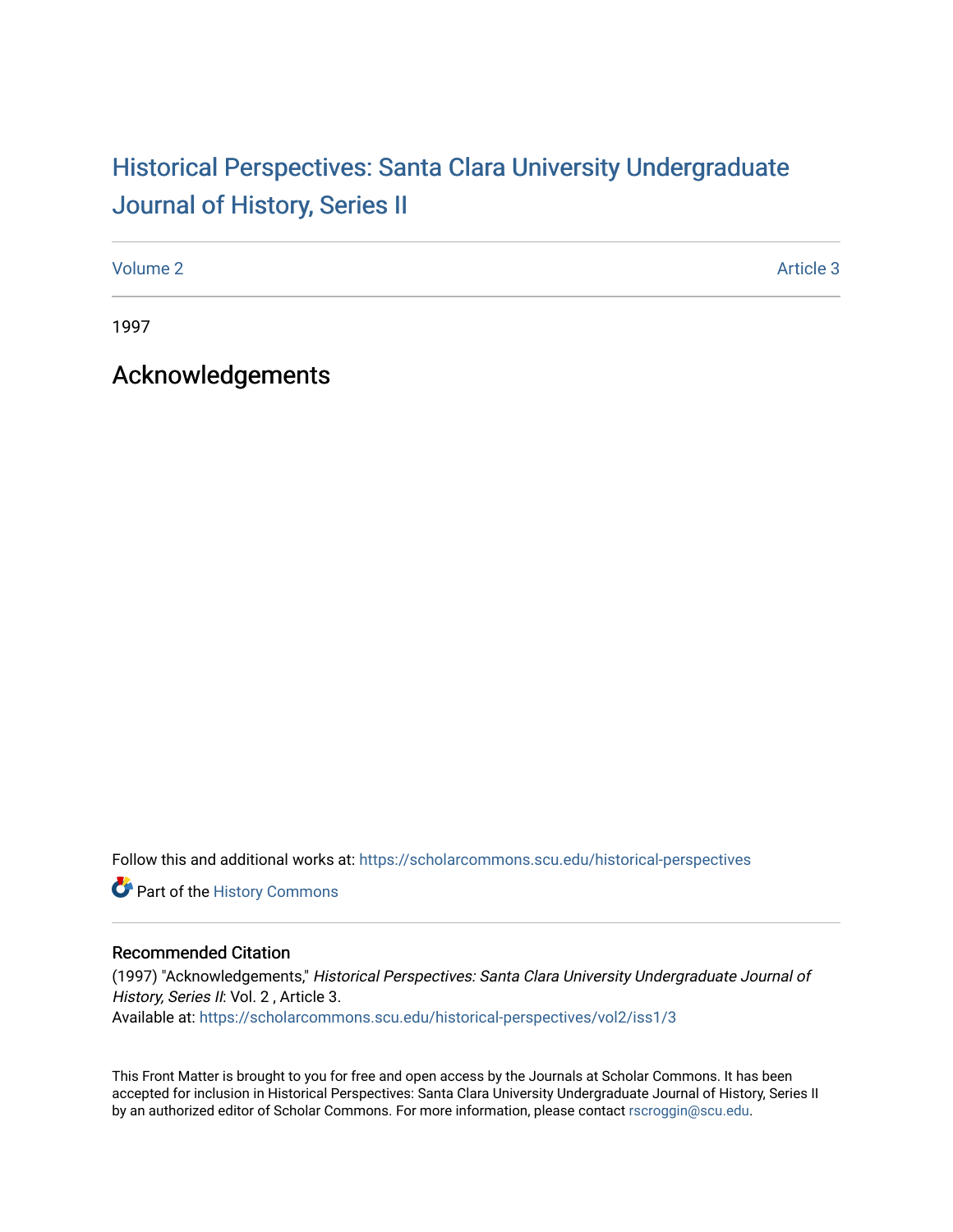# Historical Perspectives: Santa Clara University Undergraduate Journal of History, Series II

Volume 2 Article 3

1997

## Acknowledgements

Follow this and additional works at: https://scholarcommons.scu.edu/historical-perspectives

Part of the History Commons

### Recommended Citation

(1997) "Acknowledgements," *Historical Perspectives: Santa Clara University Undergraduate Journal of History, Series II*: Vol. 2 , Article 3.
Available at: https://scholarcommons.scu.edu/historical-perspectives/vol2/iss1/3

This Front Matter is brought to you for free and open access by the Journals at Scholar Commons. It has been accepted for inclusion in Historical Perspectives: Santa Clara University Undergraduate Journal of History, Series II by an authorized editor of Scholar Commons. For more information, please contact rscroggin@scu.edu.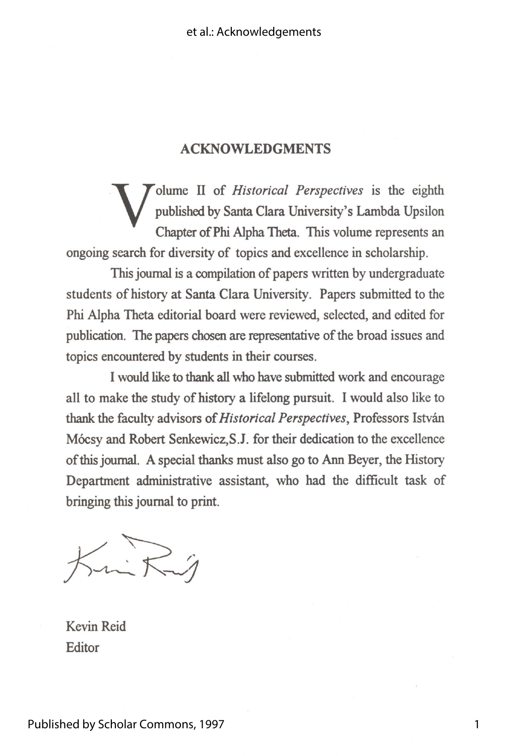# ACKNOWLEDGMENTS

Volume II of *Historical Perspectives* is the eighth published by Santa Clara University's Lambda Upsilon Chapter of Phi Alpha Theta. This volume represents an ongoing search for diversity of topics and excellence in scholarship.

This journal is a compilation of papers written by undergraduate students of history at Santa Clara University. Papers submitted to the Phi Alpha Theta editorial board were reviewed, selected, and edited for publication. The papers chosen are representative of the broad issues and topics encountered by students in their courses.

I would like to thank all who have submitted work and encourage all to make the study of history a lifelong pursuit. I would also like to thank the faculty advisors of *Historical Perspectives*, Professors István Mócsy and Robert Senkewicz,S.J. for their dedication to the excellence of this journal. A special thanks must also go to Ann Beyer, the History Department administrative assistant, who had the difficult task of bringing this journal to print.

Kevin Reid
Editor